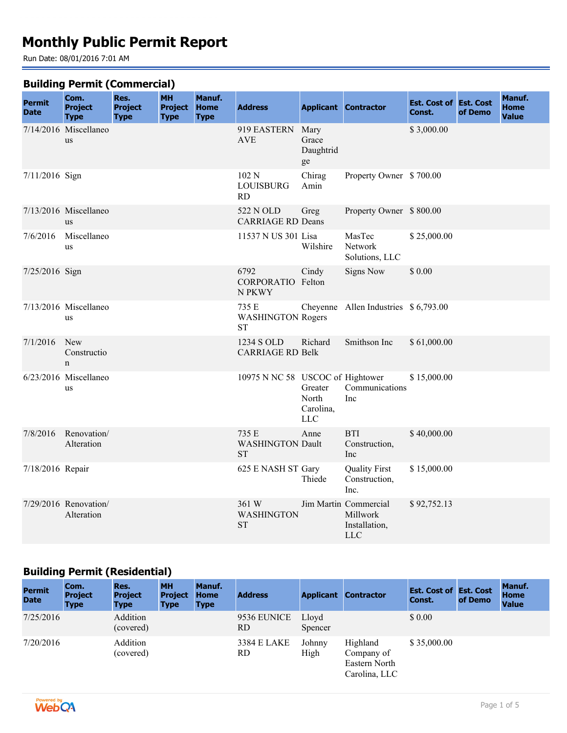# Monthly Public Permit Report

Run Date: 08/01/2016 7:01 AM

## Building Permit (Commercial)

| Permit Date | Com. Project Type | Res. Project Type | MH Project Type | Manuf. Home Type | Address | Applicant | Contractor | Est. Cost of Const. | Est. Cost of Demo | Manuf. Home Value |
|---|---|---|---|---|---|---|---|---|---|---|
| 7/14/2016 | Miscellaneous | | | | 919 EASTERN AVE | Mary Grace Daughtridge | | $ 3,000.00 | | |
| 7/11/2016 | Sign | | | | 102 N LOUISBURG RD | Chirag Amin | Property Owner | $ 700.00 | | |
| 7/13/2016 | Miscellaneous | | | | 522 N OLD CARRIAGE RD | Greg Deans | Property Owner | $ 800.00 | | |
| 7/6/2016 | Miscellaneous | | | | 11537 N US 301 | Lisa Wilshire | MasTec Network Solutions, LLC | $ 25,000.00 | | |
| 7/25/2016 | Sign | | | | 6792 CORPORATION PKWY | Cindy Felton | Signs Now | $ 0.00 | | |
| 7/13/2016 | Miscellaneous | | | | 735 E WASHINGTON ST | Cheyenne Rogers | Allen Industries | $ 6,793.00 | | |
| 7/1/2016 | New Construction | | | | 1234 S OLD CARRIAGE RD | Richard Belk | Smithson Inc | $ 61,000.00 | | |
| 6/23/2016 | Miscellaneous | | | | 10975 N NC 58 | USCOC of Greater North Carolina, LLC | Hightower Communications Inc | $ 15,000.00 | | |
| 7/8/2016 | Renovation/ Alteration | | | | 735 E WASHINGTON ST | Anne Dault | BTI Construction, Inc | $ 40,000.00 | | |
| 7/18/2016 | Repair | | | | 625 E NASH ST | Gary Thiede | Quality First Construction, Inc. | $ 15,000.00 | | |
| 7/29/2016 | Renovation/ Alteration | | | | 361 W WASHINGTON ST | Jim Martin | Commercial Millwork Installation, LLC | $ 92,752.13 | | |

## Building Permit (Residential)

| Permit Date | Com. Project Type | Res. Project Type | MH Project Type | Manuf. Home Type | Address | Applicant | Contractor | Est. Cost of Const. | Est. Cost of Demo | Manuf. Home Value |
|---|---|---|---|---|---|---|---|---|---|---|
| 7/25/2016 | | Addition (covered) | | | 9536 EUNICE RD | Lloyd Spencer | | $ 0.00 | | |
| 7/20/2016 | | Addition (covered) | | | 3384 E LAKE RD | Johnny High | Highland Company of Eastern North Carolina, LLC | $ 35,000.00 | | |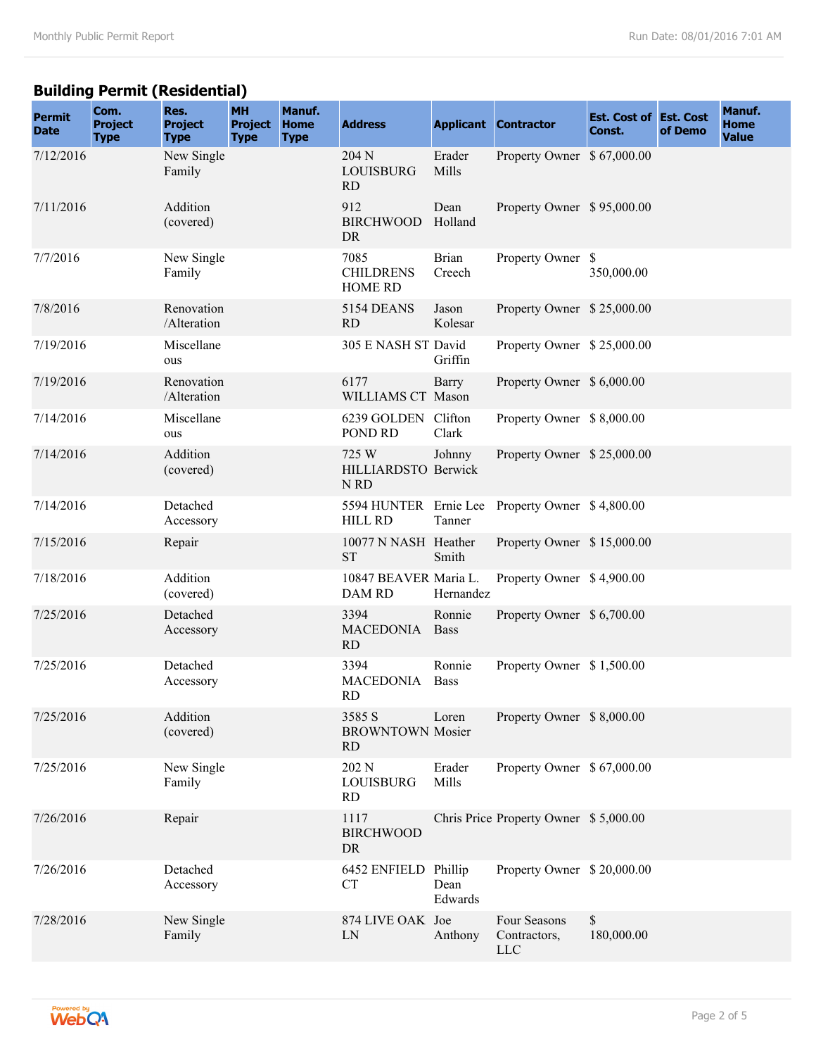## Building Permit (Residential)

| Permit Date | Com. Project Type | Res. Project Type | MH Project Type | Manuf. Home Type | Address | Applicant | Contractor | Est. Cost of Const. | Est. Cost of Demo | Manuf. Home Value |
|---|---|---|---|---|---|---|---|---|---|---|
| 7/12/2016 | | New Single Family | | | 204 N LOUISBURG RD | Erader Mills | Property Owner | $ 67,000.00 | | |
| 7/11/2016 | | Addition (covered) | | | 912 BIRCHWOOD DR | Dean Holland | Property Owner | $ 95,000.00 | | |
| 7/7/2016 | | New Single Family | | | 7085 CHILDRENS HOME RD | Brian Creech | Property Owner | $ 350,000.00 | | |
| 7/8/2016 | | Renovation /Alteration | | | 5154 DEANS RD | Jason Kolesar | Property Owner | $ 25,000.00 | | |
| 7/19/2016 | | Miscellaneous | | | 305 E NASH ST | David Griffin | Property Owner | $ 25,000.00 | | |
| 7/19/2016 | | Renovation /Alteration | | | 6177 WILLIAMS CT | Barry Mason | Property Owner | $ 6,000.00 | | |
| 7/14/2016 | | Miscellaneous | | | 6239 GOLDEN POND RD | Clifton Clark | Property Owner | $ 8,000.00 | | |
| 7/14/2016 | | Addition (covered) | | | 725 W HILLIARDSTON RD | Johnny Berwick | Property Owner | $ 25,000.00 | | |
| 7/14/2016 | | Detached Accessory | | | 5594 HUNTER HILL RD | Ernie Lee Tanner | Property Owner | $ 4,800.00 | | |
| 7/15/2016 | | Repair | | | 10077 N NASH ST | Heather Smith | Property Owner | $ 15,000.00 | | |
| 7/18/2016 | | Addition (covered) | | | 10847 BEAVER DAM RD | Maria L. Hernandez | Property Owner | $ 4,900.00 | | |
| 7/25/2016 | | Detached Accessory | | | 3394 MACEDONIA RD | Ronnie Bass | Property Owner | $ 6,700.00 | | |
| 7/25/2016 | | Detached Accessory | | | 3394 MACEDONIA RD | Ronnie Bass | Property Owner | $ 1,500.00 | | |
| 7/25/2016 | | Addition (covered) | | | 3585 S BROWNTOWN RD | Loren Mosier | Property Owner | $ 8,000.00 | | |
| 7/25/2016 | | New Single Family | | | 202 N LOUISBURG RD | Erader Mills | Property Owner | $ 67,000.00 | | |
| 7/26/2016 | | Repair | | | 1117 BIRCHWOOD DR | Chris Price | Property Owner | $ 5,000.00 | | |
| 7/26/2016 | | Detached Accessory | | | 6452 ENFIELD CT | Phillip Dean Edwards | Property Owner | $ 20,000.00 | | |
| 7/28/2016 | | New Single Family | | | 874 LIVE OAK LN | Joe Anthony | Four Seasons Contractors, LLC | $ 180,000.00 | | |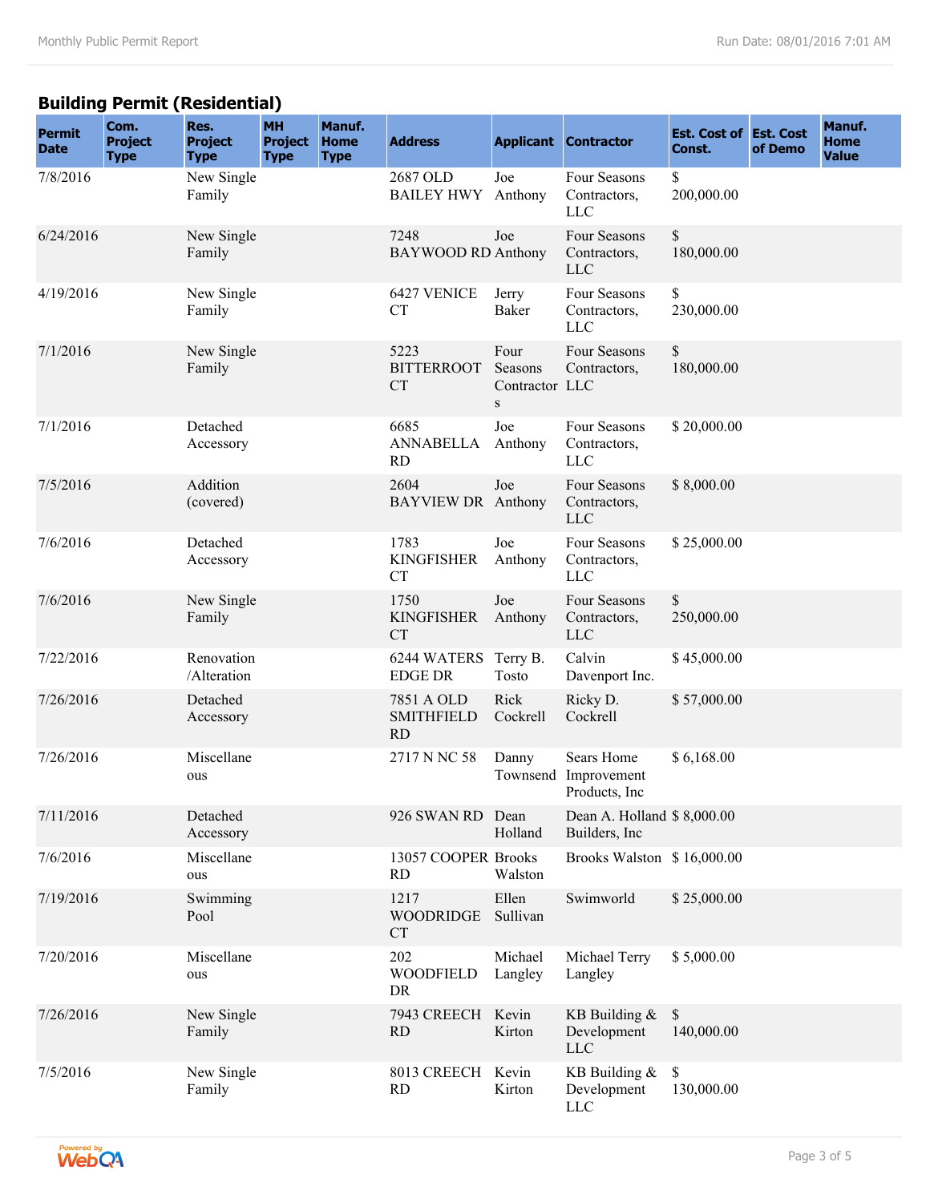## Building Permit (Residential)

| Permit Date | Com. Project Type | Res. Project Type | MH Project Type | Manuf. Home Type | Address | Applicant | Contractor | Est. Cost of Const. | Est. Cost of Demo | Manuf. Home Value |
|---|---|---|---|---|---|---|---|---|---|---|
| 7/8/2016 | | New Single Family | | | 2687 OLD BAILEY HWY | Joe Anthony | Four Seasons Contractors, LLC | $ 200,000.00 | | |
| 6/24/2016 | | New Single Family | | | 7248 BAYWOOD RD | Joe Anthony | Four Seasons Contractors, LLC | $ 180,000.00 | | |
| 4/19/2016 | | New Single Family | | | 6427 VENICE CT | Jerry Baker | Four Seasons Contractors, LLC | $ 230,000.00 | | |
| 7/1/2016 | | New Single Family | | | 5223 BITTERROOT CT | Four Seasons Contractors | Four Seasons Contractors, LLC | $ 180,000.00 | | |
| 7/1/2016 | | Detached Accessory | | | 6685 ANNABELLA RD | Joe Anthony | Four Seasons Contractors, LLC | $ 20,000.00 | | |
| 7/5/2016 | | Addition (covered) | | | 2604 BAYVIEW DR | Joe Anthony | Four Seasons Contractors, LLC | $ 8,000.00 | | |
| 7/6/2016 | | Detached Accessory | | | 1783 KINGFISHER CT | Joe Anthony | Four Seasons Contractors, LLC | $ 25,000.00 | | |
| 7/6/2016 | | New Single Family | | | 1750 KINGFISHER CT | Joe Anthony | Four Seasons Contractors, LLC | $ 250,000.00 | | |
| 7/22/2016 | | Renovation /Alteration | | | 6244 WATERS EDGE DR | Terry B. Tosto | Calvin Davenport Inc. | $ 45,000.00 | | |
| 7/26/2016 | | Detached Accessory | | | 7851 A OLD SMITHFIELD RD | Rick Cockrell | Ricky D. Cockrell | $ 57,000.00 | | |
| 7/26/2016 | | Miscellaneous | | | 2717 N NC 58 | Danny Townsend | Sears Home Improvement Products, Inc | $ 6,168.00 | | |
| 7/11/2016 | | Detached Accessory | | | 926 SWAN RD | Dean Holland | Dean A. Holland Builders, Inc | $ 8,000.00 | | |
| 7/6/2016 | | Miscellaneous | | | 13057 COOPER RD | Brooks Walston | Brooks Walston | $ 16,000.00 | | |
| 7/19/2016 | | Swimming Pool | | | 1217 WOODRIDGE CT | Ellen Sullivan | Swimworld | $ 25,000.00 | | |
| 7/20/2016 | | Miscellaneous | | | 202 WOODFIELD DR | Michael Langley | Michael Terry Langley | $ 5,000.00 | | |
| 7/26/2016 | | New Single Family | | | 7943 CREECH RD | Kevin Kirton | KB Building & Development LLC | $ 140,000.00 | | |
| 7/5/2016 | | New Single Family | | | 8013 CREECH RD | Kevin Kirton | KB Building & Development LLC | $ 130,000.00 | | |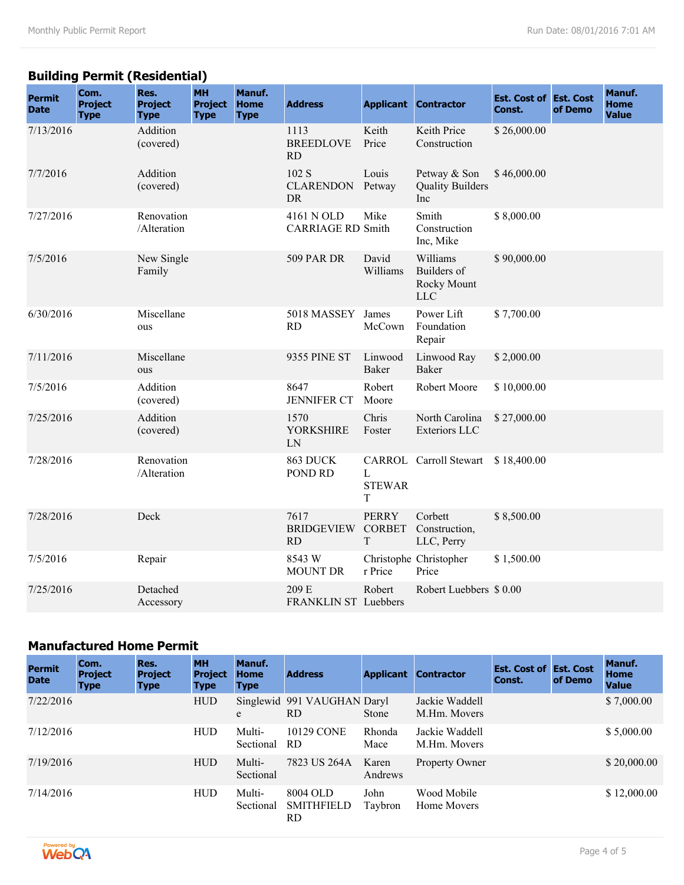## Building Permit (Residential)

| Permit Date | Com. Project Type | Res. Project Type | MH Project Type | Manuf. Home Type | Address | Applicant | Contractor | Est. Cost of Const. | Est. Cost of Demo | Manuf. Home Value |
|---|---|---|---|---|---|---|---|---|---|---|
| 7/13/2016 | | Addition (covered) | | | 1113 BREEDLOVE RD | Keith Price | Keith Price Construction | $ 26,000.00 | | |
| 7/7/2016 | | Addition (covered) | | | 102 S CLARENDON DR | Louis Petway | Petway & Son Quality Builders Inc | $ 46,000.00 | | |
| 7/27/2016 | | Renovation /Alteration | | | 4161 N OLD CARRIAGE RD | Mike Smith | Smith Construction Inc, Mike | $ 8,000.00 | | |
| 7/5/2016 | | New Single Family | | | 509 PAR DR | David Williams | Williams Builders of Rocky Mount LLC | $ 90,000.00 | | |
| 6/30/2016 | | Miscellaneous | | | 5018 MASSEY RD | James McCown | Power Lift Foundation Repair | $ 7,700.00 | | |
| 7/11/2016 | | Miscellaneous | | | 9355 PINE ST | Linwood Baker | Linwood Ray Baker | $ 2,000.00 | | |
| 7/5/2016 | | Addition (covered) | | | 8647 JENNIFER CT | Robert Moore | Robert Moore | $ 10,000.00 | | |
| 7/25/2016 | | Addition (covered) | | | 1570 YORKSHIRE LN | Chris Foster | North Carolina Exteriors LLC | $ 27,000.00 | | |
| 7/28/2016 | | Renovation /Alteration | | | 863 DUCK POND RD | CARROLL STEWART | Carroll Stewart | $ 18,400.00 | | |
| 7/28/2016 | | Deck | | | 7617 BRIDGEVIEW RD | PERRY CORBETT | Corbett Construction, LLC, Perry | $ 8,500.00 | | |
| 7/5/2016 | | Repair | | | 8543 W MOUNT DR | Christopher Price | Christopher Price | $ 1,500.00 | | |
| 7/25/2016 | | Detached Accessory | | | 209 E FRANKLIN ST | Robert Luebbers | Robert Luebbers | $ 0.00 | | |

## Manufactured Home Permit

| Permit Date | Com. Project Type | Res. Project Type | MH Project Type | Manuf. Home Type | Address | Applicant | Contractor | Est. Cost of Const. | Est. Cost of Demo | Manuf. Home Value |
|---|---|---|---|---|---|---|---|---|---|---|
| 7/22/2016 | | | HUD | Singlewide | 991 VAUGHAN RD | Daryl Stone | Jackie Waddell M.Hm. Movers | | | $ 7,000.00 |
| 7/12/2016 | | | HUD | Multi-Sectional | 10129 CONE RD | Rhonda Mace | Jackie Waddell M.Hm. Movers | | | $ 5,000.00 |
| 7/19/2016 | | | HUD | Multi-Sectional | 7823 US 264A | Karen Andrews | Property Owner | | | $ 20,000.00 |
| 7/14/2016 | | | HUD | Multi-Sectional | 8004 OLD SMITHFIELD RD | John Taybron | Wood Mobile Home Movers | | | $ 12,000.00 |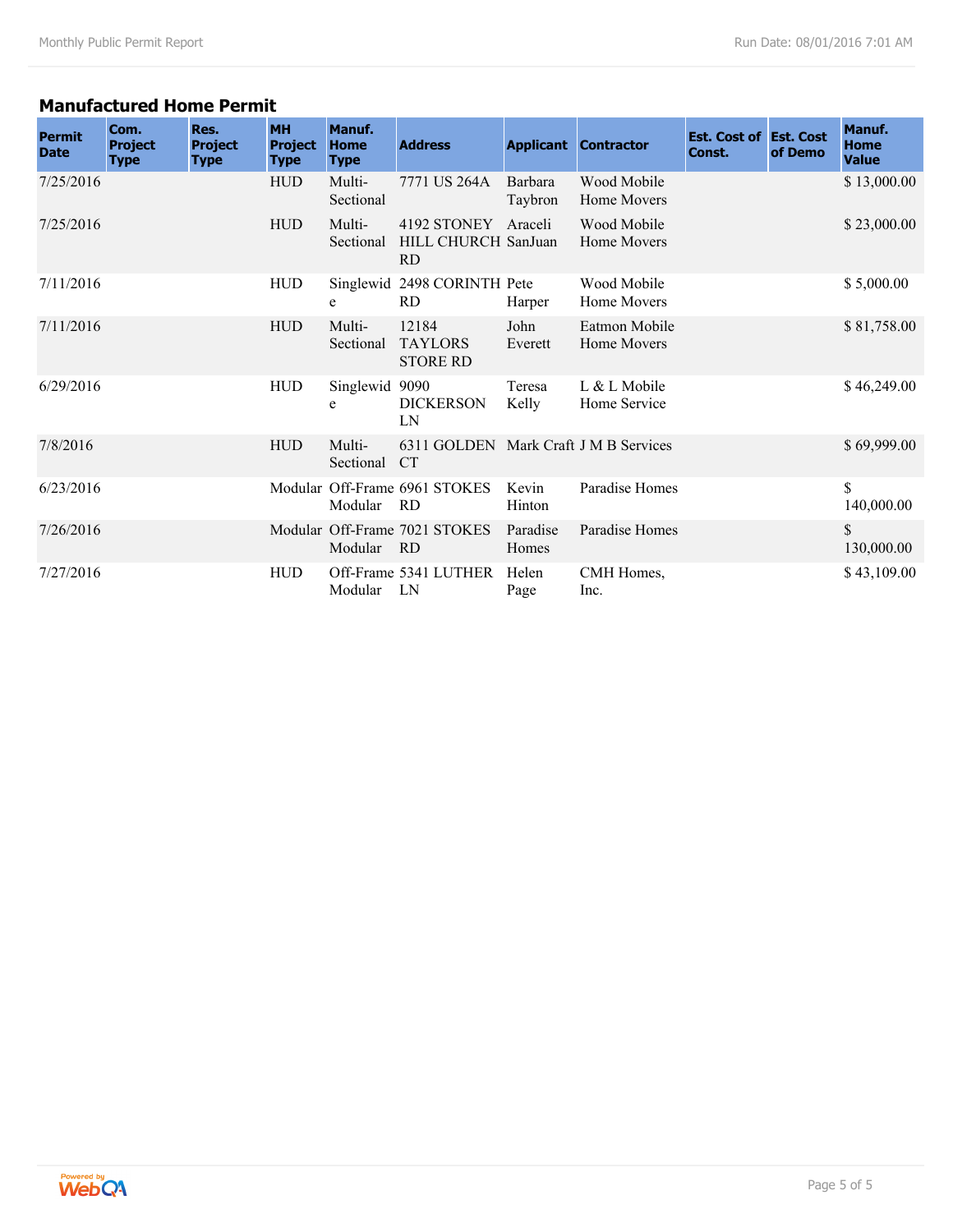## Manufactured Home Permit

| Permit Date | Com. Project Type | Res. Project Type | MH Project Type | Manuf. Home Type | Address | Applicant | Contractor | Est. Cost of Const. | Est. Cost of Demo | Manuf. Home Value |
|---|---|---|---|---|---|---|---|---|---|---|
| 7/25/2016 | | | HUD | Multi-Sectional | 7771 US 264A | Barbara Taybron | Wood Mobile Home Movers | | | $ 13,000.00 |
| 7/25/2016 | | | HUD | Multi-Sectional | 4192 STONEY HILL CHURCH RD | Araceli SanJuan | Wood Mobile Home Movers | | | $ 23,000.00 |
| 7/11/2016 | | | HUD | Singlewide | 2498 CORINTH RD | Pete Harper | Wood Mobile Home Movers | | | $ 5,000.00 |
| 7/11/2016 | | | HUD | Multi-Sectional | 12184 TAYLORS STORE RD | John Everett | Eatmon Mobile Home Movers | | | $ 81,758.00 |
| 6/29/2016 | | | HUD | Singlewide | 9090 DICKERSON LN | Teresa Kelly | L & L Mobile Home Service | | | $ 46,249.00 |
| 7/8/2016 | | | HUD | Multi-Sectional | 6311 GOLDEN CT | Mark Craft | J M B Services | | | $ 69,999.00 |
| 6/23/2016 | | | Modular | Off-Frame Modular | 6961 STOKES RD | Kevin Hinton | Paradise Homes | | | $ 140,000.00 |
| 7/26/2016 | | | Modular | Off-Frame Modular | 7021 STOKES RD | Paradise Homes | Paradise Homes | | | $ 130,000.00 |
| 7/27/2016 | | | HUD | Off-Frame Modular | 5341 LUTHER LN | Helen Page | CMH Homes, Inc. | | | $ 43,109.00 |